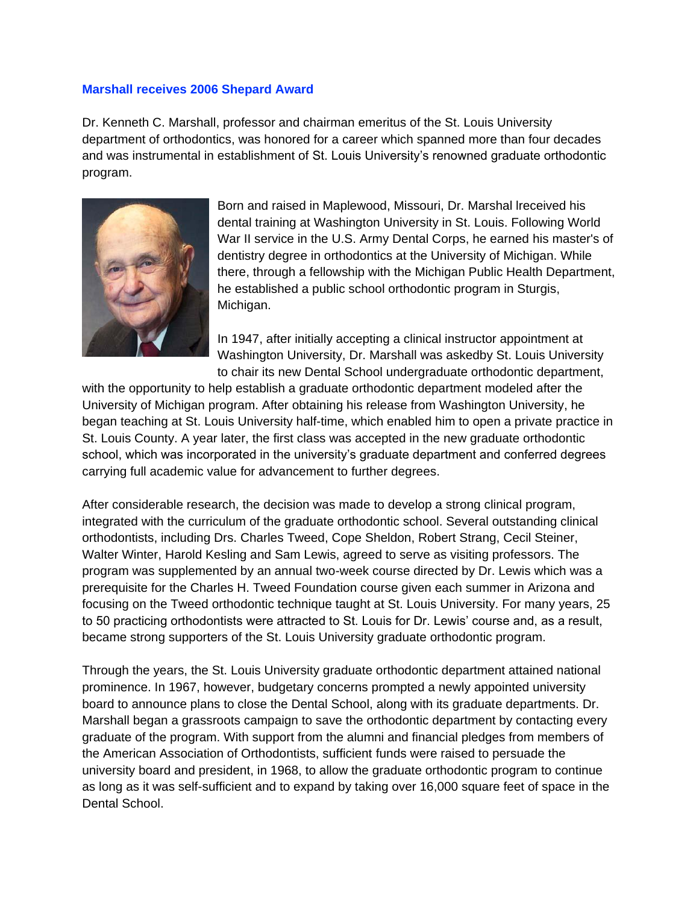# Marshall receives 2006 Shepard Award

Dr. Kenneth C. Marshall, professor and chairman emeritus of the St. Louis University department of orthodontics, was honored for a career which spanned more than four decades and was instrumental in establishment of St. Louis University's renowned graduate orthodontic program.

Born and raised in Maplewood, Missouri, Dr. Marshal lreceived his dental training at Washington University in St. Louis. Following World War II service in the U.S. Army Dental Corps, he earned his master's of dentistry degree in orthodontics at the University of Michigan. While there, through a fellowship with the Michigan Public Health Department, he established a public school orthodontic program in Sturgis, Michigan.

In 1947, after initially accepting a clinical instructor appointment at Washington University, Dr. Marshall was askedby St. Louis University to chair its new Dental School undergraduate orthodontic department, with the opportunity to help establish a graduate orthodontic department modeled after the University of Michigan program. After obtaining his release from Washington University, he began teaching at St. Louis University half-time, which enabled him to open a private practice in St. Louis County. A year later, the first class was accepted in the new graduate orthodontic school, which was incorporated in the university's graduate department and conferred degrees carrying full academic value for advancement to further degrees.

After considerable research, the decision was made to develop a strong clinical program, integrated with the curriculum of the graduate orthodontic school. Several outstanding clinical orthodontists, including Drs. Charles Tweed, Cope Sheldon, Robert Strang, Cecil Steiner, Walter Winter, Harold Kesling and Sam Lewis, agreed to serve as visiting professors. The program was supplemented by an annual two-week course directed by Dr. Lewis which was a prerequisite for the Charles H. Tweed Foundation course given each summer in Arizona and focusing on the Tweed orthodontic technique taught at St. Louis University. For many years, 25 to 50 practicing orthodontists were attracted to St. Louis for Dr. Lewis' course and, as a result, became strong supporters of the St. Louis University graduate orthodontic program.

Through the years, the St. Louis University graduate orthodontic department attained national prominence. In 1967, however, budgetary concerns prompted a newly appointed university board to announce plans to close the Dental School, along with its graduate departments. Dr. Marshall began a grassroots campaign to save the orthodontic department by contacting every graduate of the program. With support from the alumni and financial pledges from members of the American Association of Orthodontists, sufficient funds were raised to persuade the university board and president, in 1968, to allow the graduate orthodontic program to continue as long as it was self-sufficient and to expand by taking over 16,000 square feet of space in the Dental School.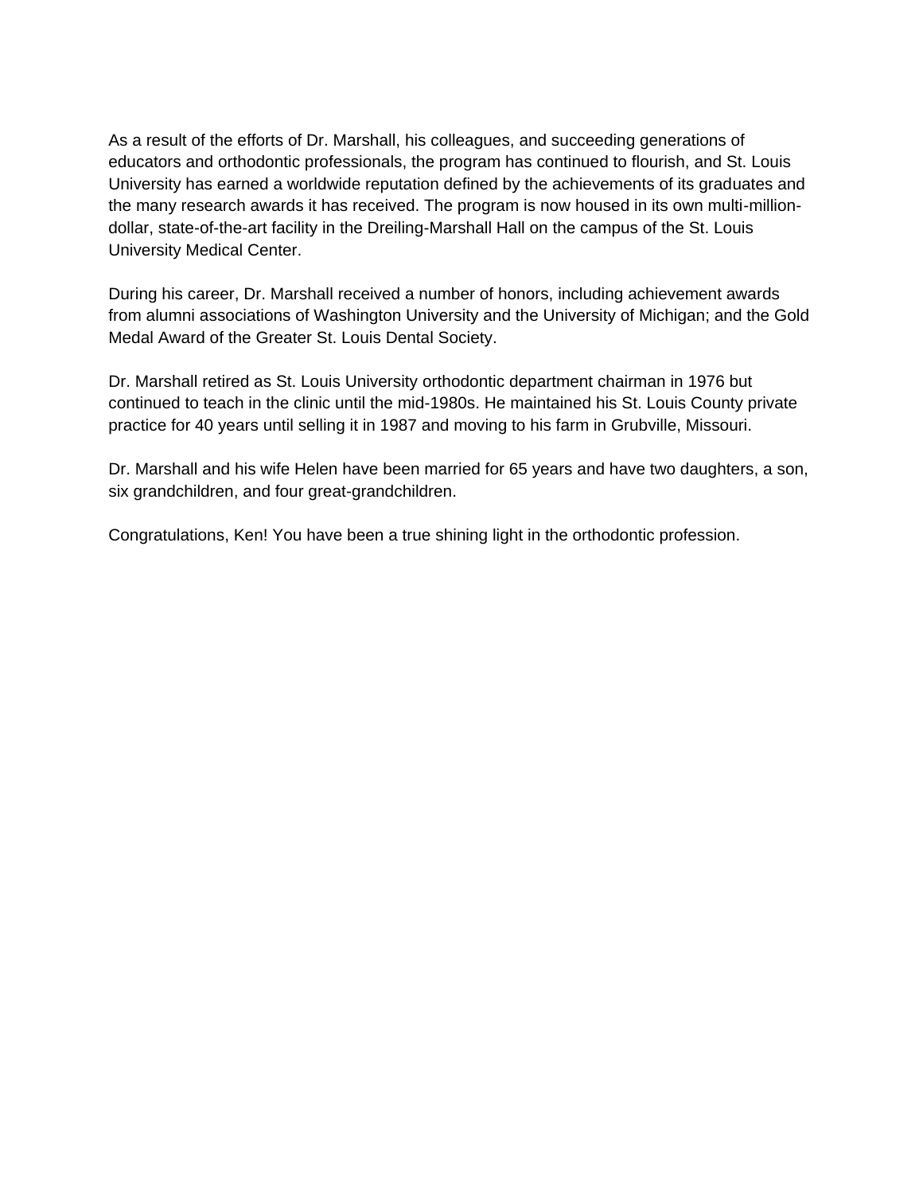As a result of the efforts of Dr. Marshall, his colleagues, and succeeding generations of educators and orthodontic professionals, the program has continued to flourish, and St. Louis University has earned a worldwide reputation defined by the achievements of its graduates and the many research awards it has received. The program is now housed in its own multi-million-dollar, state-of-the-art facility in the Dreiling-Marshall Hall on the campus of the St. Louis University Medical Center.

During his career, Dr. Marshall received a number of honors, including achievement awards from alumni associations of Washington University and the University of Michigan; and the Gold Medal Award of the Greater St. Louis Dental Society.

Dr. Marshall retired as St. Louis University orthodontic department chairman in 1976 but continued to teach in the clinic until the mid-1980s. He maintained his St. Louis County private practice for 40 years until selling it in 1987 and moving to his farm in Grubville, Missouri.

Dr. Marshall and his wife Helen have been married for 65 years and have two daughters, a son, six grandchildren, and four great-grandchildren.

Congratulations, Ken! You have been a true shining light in the orthodontic profession.